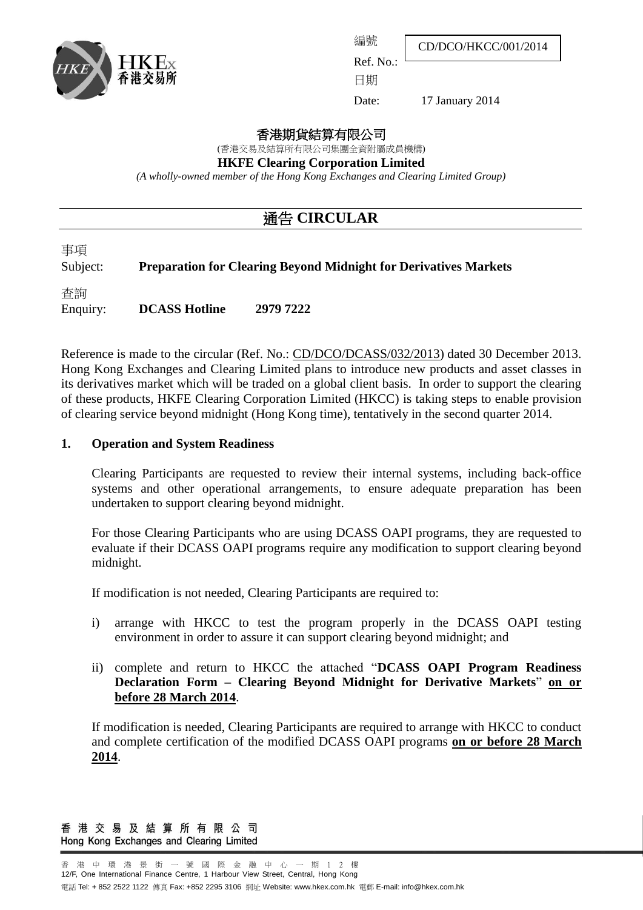編號 Ref. No.: CD/DCO/HKCC/001/2014

日期 Date: 17 January 2014

## 香港期貨結算有限公司

(香港交易及結算所有限公司集團全資附屬成員機構)

**HKFE Clearing Corporation Limited**

*(A wholly-owned member of the Hong Kong Exchanges and Clearing Limited Group)*

# 通告 CIRCULAR

事項 Subject: **Preparation for Clearing Beyond Midnight for Derivatives Markets**

查詢 Enquiry: **DCASS Hotline 2979 7222**

Reference is made to the circular (Ref. No.: CD/DCO/DCASS/032/2013) dated 30 December 2013. Hong Kong Exchanges and Clearing Limited plans to introduce new products and asset classes in its derivatives market which will be traded on a global client basis. In order to support the clearing of these products, HKFE Clearing Corporation Limited (HKCC) is taking steps to enable provision of clearing service beyond midnight (Hong Kong time), tentatively in the second quarter 2014.

**1. Operation and System Readiness**

Clearing Participants are requested to review their internal systems, including back-office systems and other operational arrangements, to ensure adequate preparation has been undertaken to support clearing beyond midnight.

For those Clearing Participants who are using DCASS OAPI programs, they are requested to evaluate if their DCASS OAPI programs require any modification to support clearing beyond midnight.

If modification is not needed, Clearing Participants are required to:

i) arrange with HKCC to test the program properly in the DCASS OAPI testing environment in order to assure it can support clearing beyond midnight; and

ii) complete and return to HKCC the attached "**DCASS OAPI Program Readiness Declaration Form – Clearing Beyond Midnight for Derivative Markets**" **on or before 28 March 2014**.

If modification is needed, Clearing Participants are required to arrange with HKCC to conduct and complete certification of the modified DCASS OAPI programs **on or before 28 March 2014**.

香港交易及結算所有限公司
Hong Kong Exchanges and Clearing Limited

香港中環港景街一號國際金融中心一期12樓
12/F, One International Finance Centre, 1 Harbour View Street, Central, Hong Kong
電話 Tel: + 852 2522 1122 傳真 Fax: +852 2295 3106 網址 Website: www.hkex.com.hk 電郵 E-mail: info@hkex.com.hk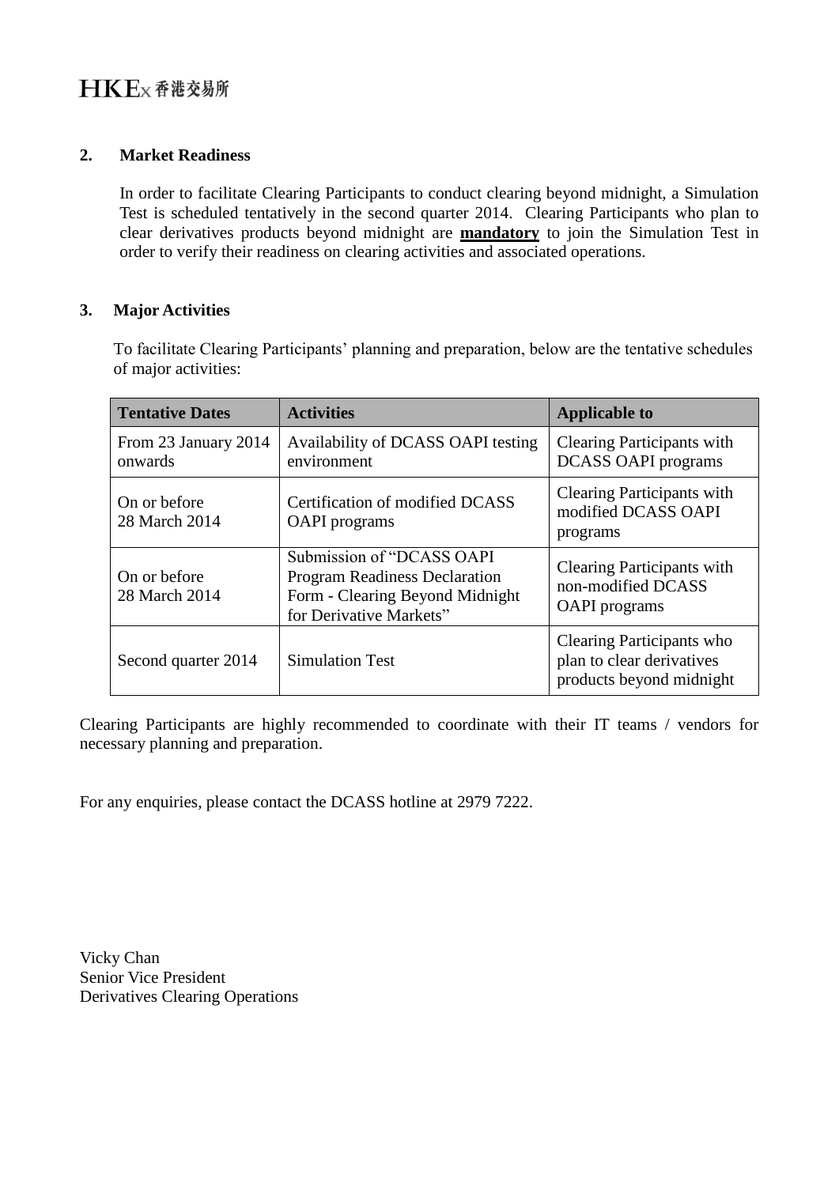## 2. Market Readiness

In order to facilitate Clearing Participants to conduct clearing beyond midnight, a Simulation Test is scheduled tentatively in the second quarter 2014. Clearing Participants who plan to clear derivatives products beyond midnight are **mandatory** to join the Simulation Test in order to verify their readiness on clearing activities and associated operations.

## 3. Major Activities

To facilitate Clearing Participants' planning and preparation, below are the tentative schedules of major activities:

| Tentative Dates | Activities | Applicable to |
|---|---|---|
| From 23 January 2014 onwards | Availability of DCASS OAPI testing environment | Clearing Participants with DCASS OAPI programs |
| On or before 28 March 2014 | Certification of modified DCASS OAPI programs | Clearing Participants with modified DCASS OAPI programs |
| On or before 28 March 2014 | Submission of "DCASS OAPI Program Readiness Declaration Form - Clearing Beyond Midnight for Derivative Markets" | Clearing Participants with non-modified DCASS OAPI programs |
| Second quarter 2014 | Simulation Test | Clearing Participants who plan to clear derivatives products beyond midnight |

Clearing Participants are highly recommended to coordinate with their IT teams / vendors for necessary planning and preparation.

For any enquiries, please contact the DCASS hotline at 2979 7222.

Vicky Chan
Senior Vice President
Derivatives Clearing Operations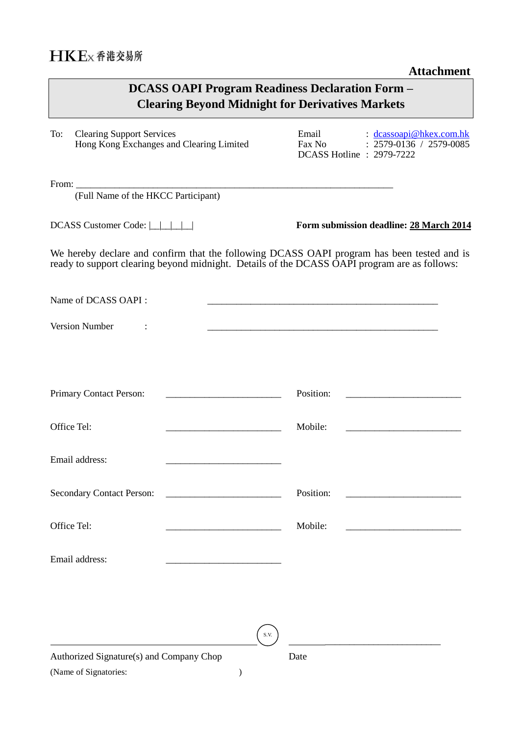HKEx 香港交易所

**Attachment**

## DCASS OAPI Program Readiness Declaration Form – Clearing Beyond Midnight for Derivatives Markets

To: Clearing Support Services
Hong Kong Exchanges and Clearing Limited

Email : dcassoapi@hkex.com.hk
Fax No : 2579-0136 / 2579-0085
DCASS Hotline : 2979-7222

From: ______________________________________________________________
(Full Name of the HKCC Participant)

DCASS Customer Code: |__|__|__|__|__|

**Form submission deadline: 28 March 2014**

We hereby declare and confirm that the following DCASS OAPI program has been tested and is ready to support clearing beyond midnight. Details of the DCASS OAPI program are as follows:

Name of DCASS OAPI : ______________________________________________

Version Number : ______________________________________________

Primary Contact Person: ________________________ Position: ________________________

Office Tel: ________________________ Mobile: ________________________

Email address: ________________________

Secondary Contact Person: ________________________ Position: ________________________

Office Tel: ________________________ Mobile: ________________________

Email address: ________________________

S.V.

______________________________________________ ________________________

Authorized Signature(s) and Company Chop Date

(Name of Signatories: )